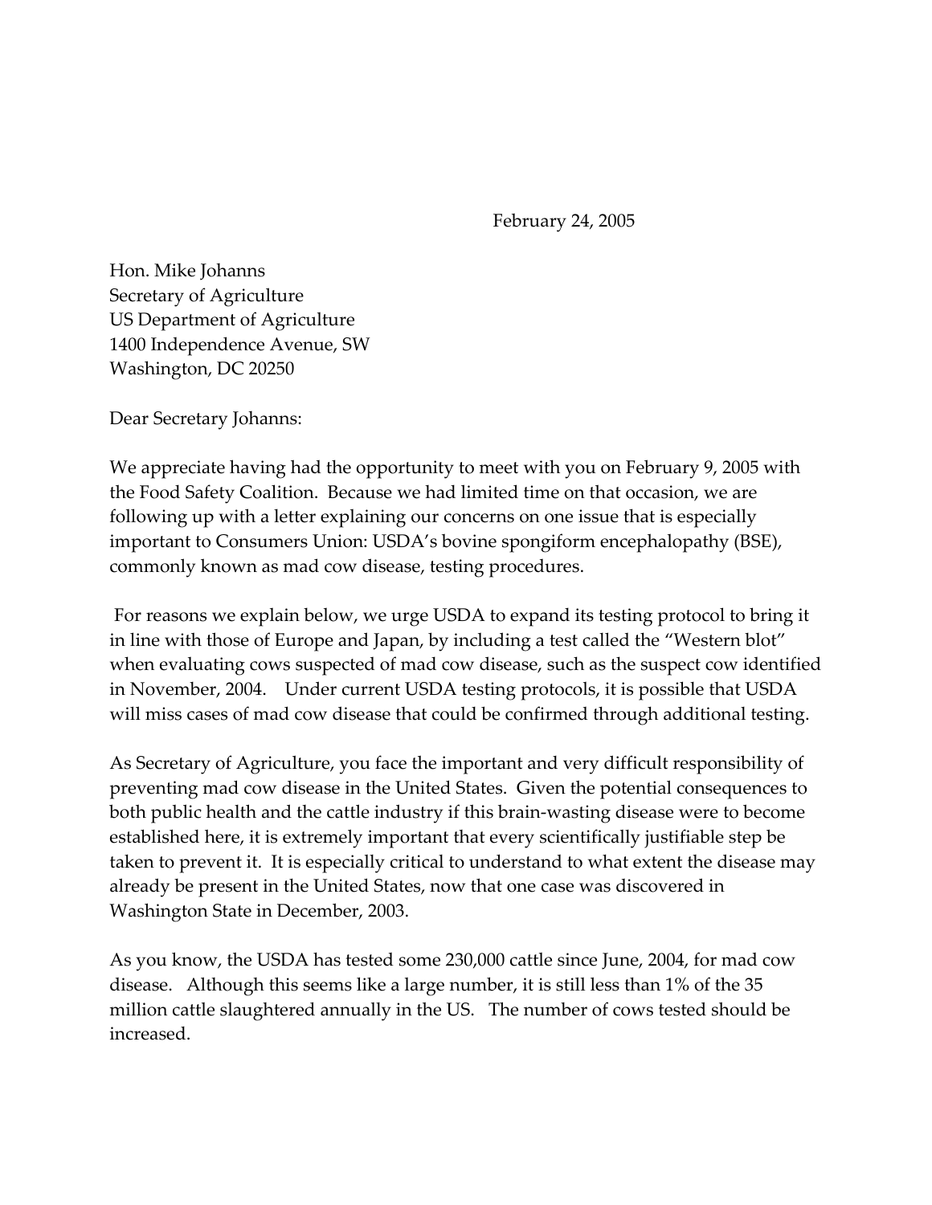February 24, 2005

Hon. Mike Johanns
Secretary of Agriculture
US Department of Agriculture
1400 Independence Avenue, SW
Washington, DC 20250

Dear Secretary Johanns:

We appreciate having had the opportunity to meet with you on February 9, 2005 with the Food Safety Coalition. Because we had limited time on that occasion, we are following up with a letter explaining our concerns on one issue that is especially important to Consumers Union: USDA's bovine spongiform encephalopathy (BSE), commonly known as mad cow disease, testing procedures.

For reasons we explain below, we urge USDA to expand its testing protocol to bring it in line with those of Europe and Japan, by including a test called the "Western blot" when evaluating cows suspected of mad cow disease, such as the suspect cow identified in November, 2004. Under current USDA testing protocols, it is possible that USDA will miss cases of mad cow disease that could be confirmed through additional testing.

As Secretary of Agriculture, you face the important and very difficult responsibility of preventing mad cow disease in the United States. Given the potential consequences to both public health and the cattle industry if this brain-wasting disease were to become established here, it is extremely important that every scientifically justifiable step be taken to prevent it. It is especially critical to understand to what extent the disease may already be present in the United States, now that one case was discovered in Washington State in December, 2003.

As you know, the USDA has tested some 230,000 cattle since June, 2004, for mad cow disease. Although this seems like a large number, it is still less than 1% of the 35 million cattle slaughtered annually in the US. The number of cows tested should be increased.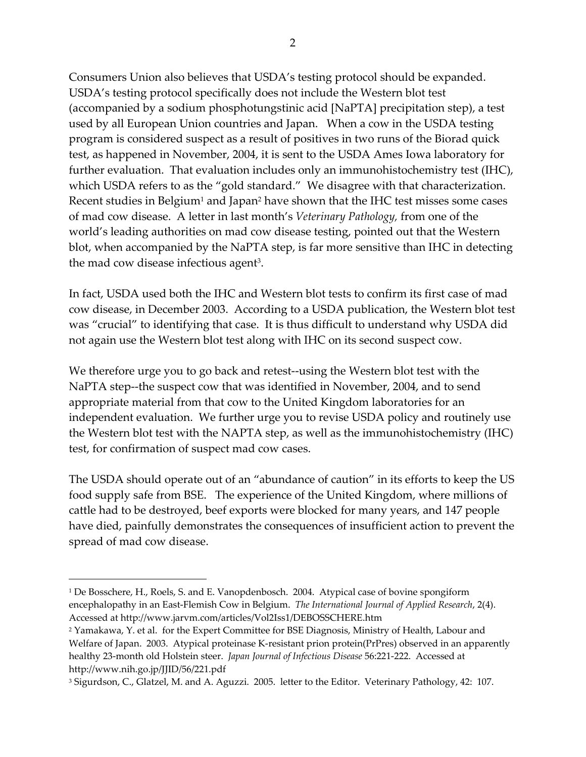Consumers Union also believes that USDA's testing protocol should be expanded. USDA's testing protocol specifically does not include the Western blot test (accompanied by a sodium phosphotungstinic acid [NaPTA] precipitation step), a test used by all European Union countries and Japan. When a cow in the USDA testing program is considered suspect as a result of positives in two runs of the Biorad quick test, as happened in November, 2004, it is sent to the USDA Ames Iowa laboratory for further evaluation. That evaluation includes only an immunohistochemistry test (IHC), which USDA refers to as the "gold standard." We disagree with that characterization. Recent studies in Belgium[1] and Japan[2] have shown that the IHC test misses some cases of mad cow disease. A letter in last month's *Veterinary Pathology,* from one of the world's leading authorities on mad cow disease testing, pointed out that the Western blot, when accompanied by the NaPTA step, is far more sensitive than IHC in detecting the mad cow disease infectious agent[3].

In fact, USDA used both the IHC and Western blot tests to confirm its first case of mad cow disease, in December 2003. According to a USDA publication, the Western blot test was "crucial" to identifying that case. It is thus difficult to understand why USDA did not again use the Western blot test along with IHC on its second suspect cow.

We therefore urge you to go back and retest--using the Western blot test with the NaPTA step--the suspect cow that was identified in November, 2004, and to send appropriate material from that cow to the United Kingdom laboratories for an independent evaluation. We further urge you to revise USDA policy and routinely use the Western blot test with the NAPTA step, as well as the immunohistochemistry (IHC) test, for confirmation of suspect mad cow cases.

The USDA should operate out of an "abundance of caution" in its efforts to keep the US food supply safe from BSE. The experience of the United Kingdom, where millions of cattle had to be destroyed, beef exports were blocked for many years, and 147 people have died, painfully demonstrates the consequences of insufficient action to prevent the spread of mad cow disease.

---

[1] De Bosschere, H., Roels, S. and E. Vanopdenbosch. 2004. Atypical case of bovine spongiform encephalopathy in an East-Flemish Cow in Belgium. *The International Journal of Applied Research*, 2(4). Accessed at http://www.jarvm.com/articles/Vol2Iss1/DEBOSSCHERE.htm

[2] Yamakawa, Y. et al. for the Expert Committee for BSE Diagnosis, Ministry of Health, Labour and Welfare of Japan. 2003. Atypical proteinase K-resistant prion protein(PrPres) observed in an apparently healthy 23-month old Holstein steer. *Japan Journal of Infectious Disease* 56:221-222. Accessed at http://www.nih.go.jp/JJID/56/221.pdf

[3] Sigurdson, C., Glatzel, M. and A. Aguzzi. 2005. letter to the Editor. Veterinary Pathology, 42: 107.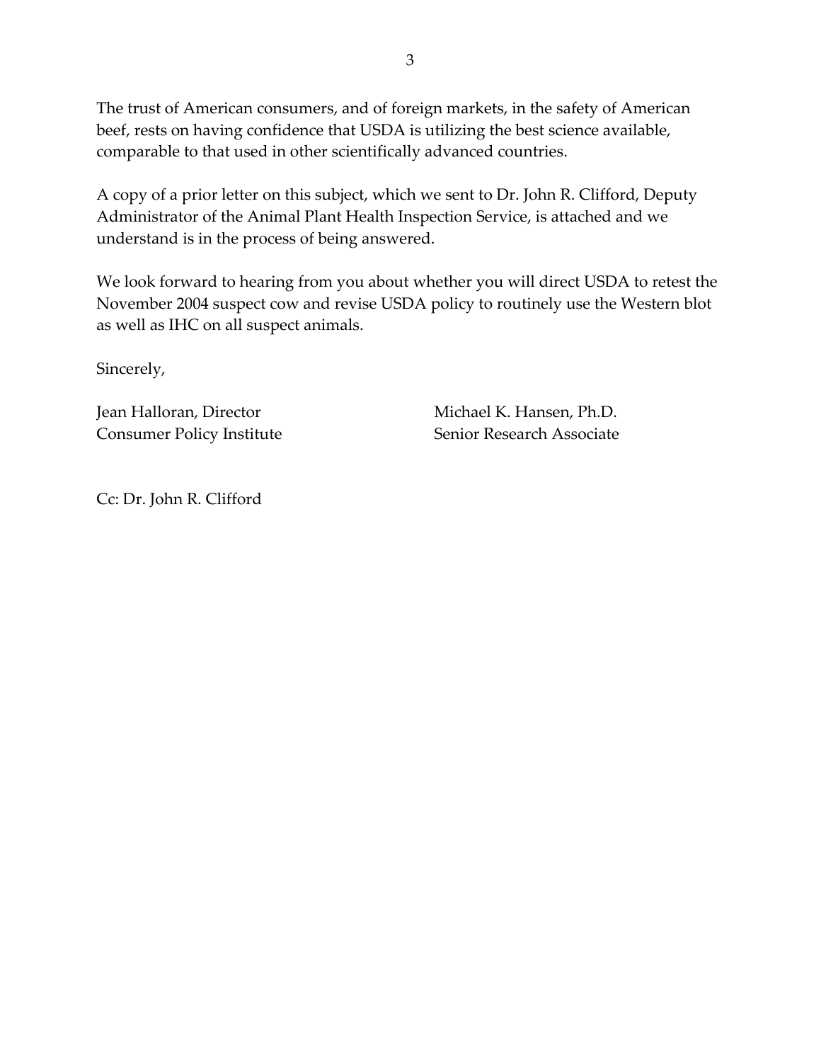The trust of American consumers, and of foreign markets, in the safety of American beef, rests on having confidence that USDA is utilizing the best science available, comparable to that used in other scientifically advanced countries.

A copy of a prior letter on this subject, which we sent to Dr. John R. Clifford, Deputy Administrator of the Animal Plant Health Inspection Service, is attached and we understand is in the process of being answered.

We look forward to hearing from you about whether you will direct USDA to retest the November 2004 suspect cow and revise USDA policy to routinely use the Western blot as well as IHC on all suspect animals.

Sincerely,

Jean Halloran, Director
Consumer Policy Institute

Michael K. Hansen, Ph.D.
Senior Research Associate

Cc: Dr. John R. Clifford